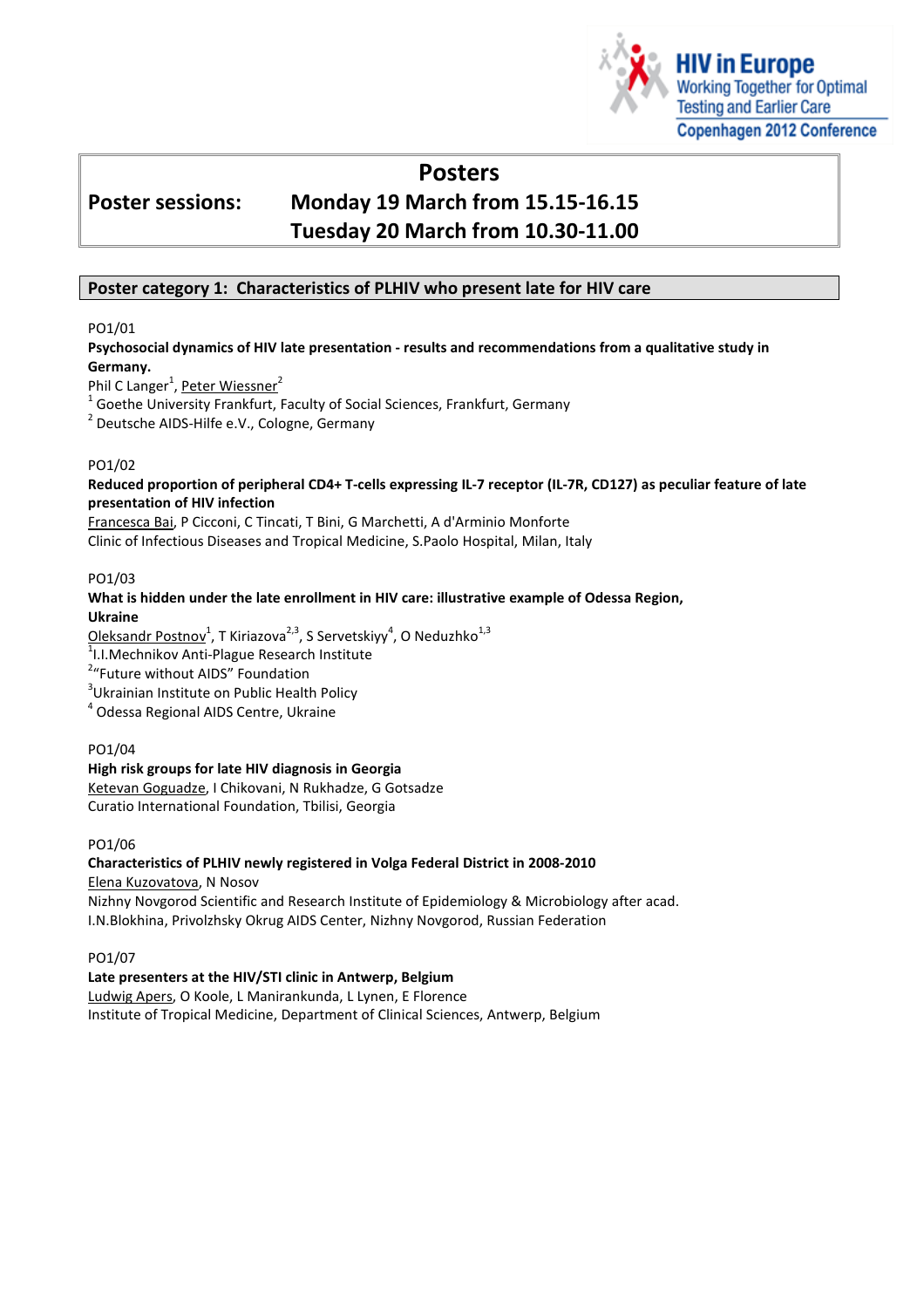HIV in Europe
Working Together for Optimal Testing and Earlier Care
Copenhagen 2012 Conference

# Posters

**Poster sessions: Monday 19 March from 15.15-16.15**
**Tuesday 20 March from 10.30-11.00**

## Poster category 1: Characteristics of PLHIV who present late for HIV care

PO1/01

**Psychosocial dynamics of HIV late presentation - results and recommendations from a qualitative study in Germany.**

Phil C Langer[1], Peter Wiessner[2]

[1] Goethe University Frankfurt, Faculty of Social Sciences, Frankfurt, Germany

[2] Deutsche AIDS-Hilfe e.V., Cologne, Germany

PO1/02

**Reduced proportion of peripheral CD4+ T-cells expressing IL-7 receptor (IL-7R, CD127) as peculiar feature of late presentation of HIV infection**

Francesca Bai, P Cicconi, C Tincati, T Bini, G Marchetti, A d'Arminio Monforte

Clinic of Infectious Diseases and Tropical Medicine, S.Paolo Hospital, Milan, Italy

PO1/03

**What is hidden under the late enrollment in HIV care: illustrative example of Odessa Region, Ukraine**

Oleksandr Postnov[1], T Kiriazova[2,3], S Servetskiyy[4], O Neduzhko[1,3]

[1]I.I.Mechnikov Anti-Plague Research Institute

[2]"Future without AIDS" Foundation

[3]Ukrainian Institute on Public Health Policy

[4] Odessa Regional AIDS Centre, Ukraine

PO1/04

**High risk groups for late HIV diagnosis in Georgia**

Ketevan Goguadze, I Chikovani, N Rukhadze, G Gotsadze

Curatio International Foundation, Tbilisi, Georgia

PO1/06

**Characteristics of PLHIV newly registered in Volga Federal District in 2008-2010**

Elena Kuzovatova, N Nosov

Nizhny Novgorod Scientific and Research Institute of Epidemiology & Microbiology after acad. I.N.Blokhina, Privolzhsky Okrug AIDS Center, Nizhny Novgorod, Russian Federation

PO1/07

**Late presenters at the HIV/STI clinic in Antwerp, Belgium**

Ludwig Apers, O Koole, L Manirankunda, L Lynen, E Florence

Institute of Tropical Medicine, Department of Clinical Sciences, Antwerp, Belgium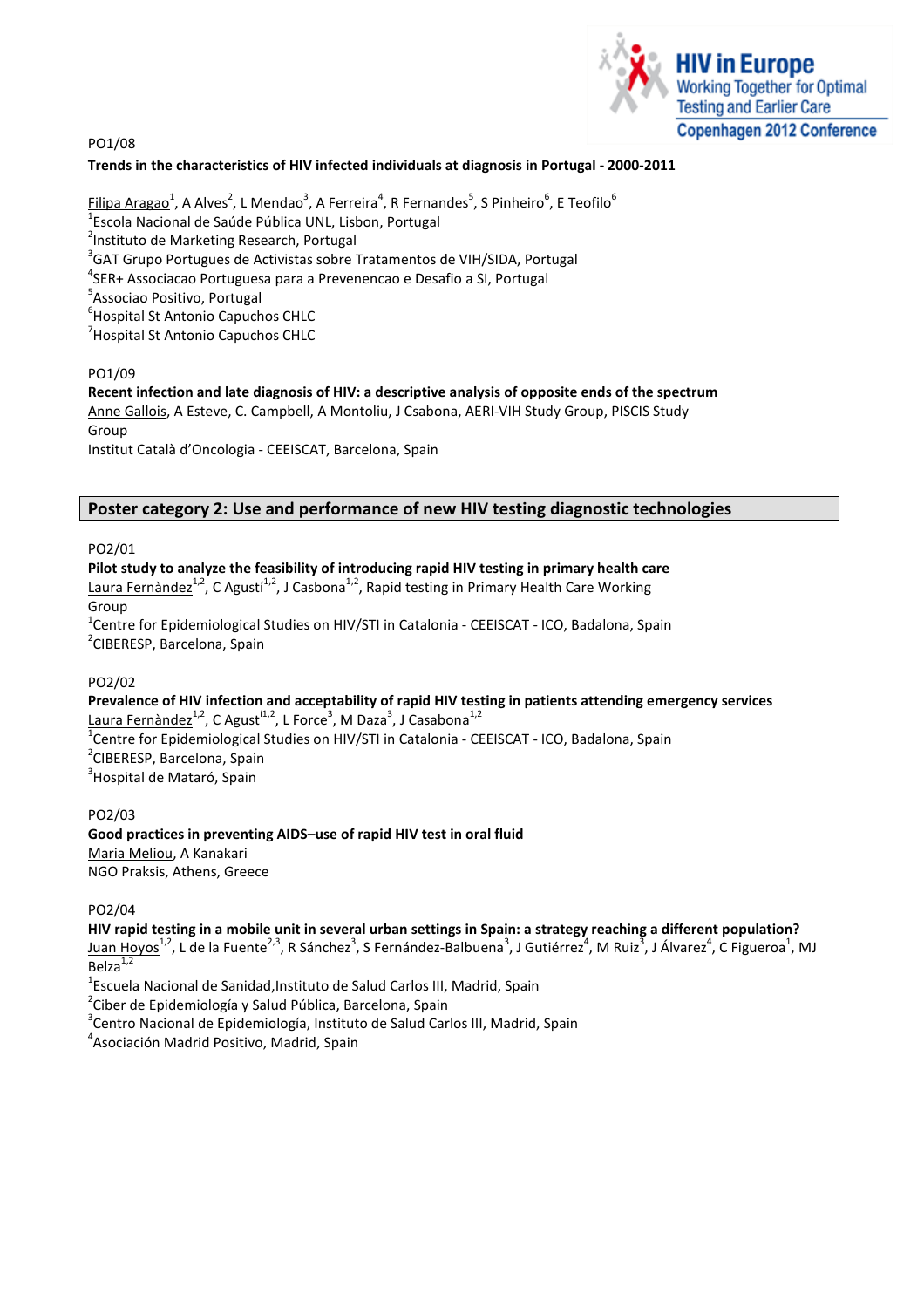PO1/08

**Trends in the characteristics of HIV infected individuals at diagnosis in Portugal - 2000-2011**

Filipa Aragao[1], A Alves[2], L Mendao[3], A Ferreira[4], R Fernandes[5], S Pinheiro[6], E Teofilo[6]
[1]Escola Nacional de Saúde Pública UNL, Lisbon, Portugal
[2]Instituto de Marketing Research, Portugal
[3]GAT Grupo Portugues de Activistas sobre Tratamentos de VIH/SIDA, Portugal
[4]SER+ Associacao Portuguesa para a Prevenencao e Desafio a SI, Portugal
[5]Associao Positivo, Portugal
[6]Hospital St Antonio Capuchos CHLC
[7]Hospital St Antonio Capuchos CHLC

PO1/09

**Recent infection and late diagnosis of HIV: a descriptive analysis of opposite ends of the spectrum**
Anne Gallois, A Esteve, C. Campbell, A Montoliu, J Csabona, AERI-VIH Study Group, PISCIS Study Group
Institut Català d'Oncologia - CEEISCAT, Barcelona, Spain

## Poster category 2: Use and performance of new HIV testing diagnostic technologies

PO2/01

**Pilot study to analyze the feasibility of introducing rapid HIV testing in primary health care**
Laura Fernàndez[1,2], C Agustí[1,2], J Casbona[1,2], Rapid testing in Primary Health Care Working Group
[1]Centre for Epidemiological Studies on HIV/STI in Catalonia - CEEISCAT - ICO, Badalona, Spain
[2]CIBERESP, Barcelona, Spain

PO2/02

**Prevalence of HIV infection and acceptability of rapid HIV testing in patients attending emergency services**
Laura Fernàndez[1,2], C Agust[1,2], L Force[3], M Daza[3], J Casabona[1,2]
[1]Centre for Epidemiological Studies on HIV/STI in Catalonia - CEEISCAT - ICO, Badalona, Spain
[2]CIBERESP, Barcelona, Spain
[3]Hospital de Mataró, Spain

PO2/03

**Good practices in preventing AIDS–use of rapid HIV test in oral fluid**
Maria Meliou, A Kanakari
NGO Praksis, Athens, Greece

PO2/04

**HIV rapid testing in a mobile unit in several urban settings in Spain: a strategy reaching a different population?**
Juan Hoyos[1,2], L de la Fuente[2,3], R Sánchez[3], S Fernández-Balbuena[3], J Gutiérrez[4], M Ruiz[3], J Álvarez[4], C Figueroa[1], MJ Belza[1,2]
[1]Escuela Nacional de Sanidad,Instituto de Salud Carlos III, Madrid, Spain
[2]Ciber de Epidemiología y Salud Pública, Barcelona, Spain
[3]Centro Nacional de Epidemiología, Instituto de Salud Carlos III, Madrid, Spain
[4]Asociación Madrid Positivo, Madrid, Spain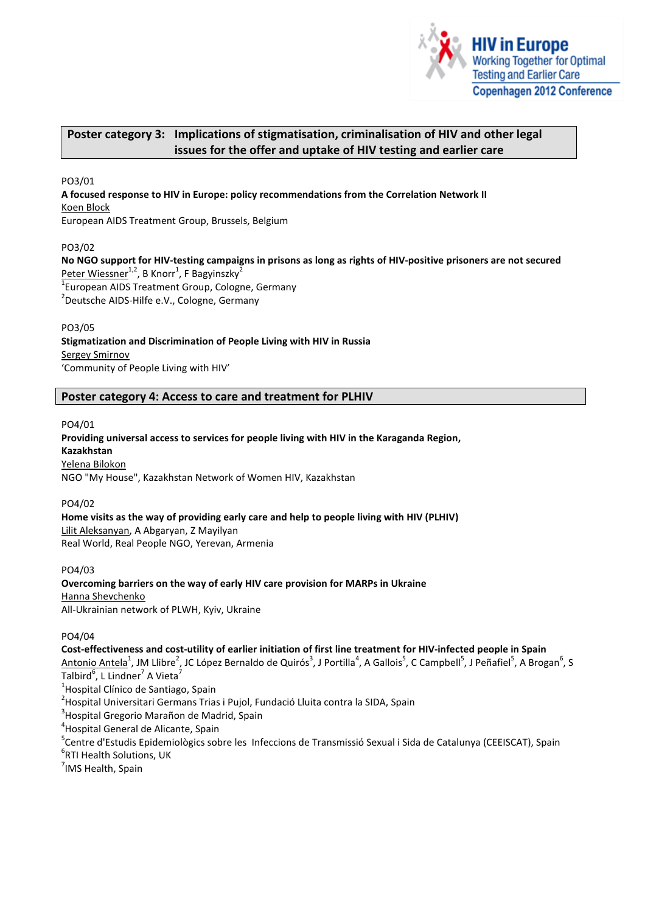## Poster category 3: Implications of stigmatisation, criminalisation of HIV and other legal issues for the offer and uptake of HIV testing and earlier care

PO3/01

**A focused response to HIV in Europe: policy recommendations from the Correlation Network II**

Koen Block

European AIDS Treatment Group, Brussels, Belgium

PO3/02

**No NGO support for HIV-testing campaigns in prisons as long as rights of HIV-positive prisoners are not secured**

Peter Wiessner[1,2], B Knorr[1], F Bagyinszky[2]

[1]European AIDS Treatment Group, Cologne, Germany

[2]Deutsche AIDS-Hilfe e.V., Cologne, Germany

PO3/05

**Stigmatization and Discrimination of People Living with HIV in Russia**

Sergey Smirnov

'Community of People Living with HIV'

## Poster category 4: Access to care and treatment for PLHIV

PO4/01

**Providing universal access to services for people living with HIV in the Karaganda Region, Kazakhstan**

Yelena Bilokon

NGO "My House", Kazakhstan Network of Women HIV, Kazakhstan

PO4/02

**Home visits as the way of providing early care and help to people living with HIV (PLHIV)**

Lilit Aleksanyan, A Abgaryan, Z Mayilyan

Real World, Real People NGO, Yerevan, Armenia

PO4/03

**Overcoming barriers on the way of early HIV care provision for MARPs in Ukraine**

Hanna Shevchenko

All-Ukrainian network of PLWH, Kyiv, Ukraine

PO4/04

**Cost-effectiveness and cost-utility of earlier initiation of first line treatment for HIV-infected people in Spain**

Antonio Antela[1], JM Llibre[2], JC López Bernaldo de Quirós[3], J Portilla[4], A Gallois[5], C Campbell[5], J Peñafiel[5], A Brogan[6], S Talbird[6], L Lindner[7] A Vieta[7]

[1]Hospital Clínico de Santiago, Spain

[2]Hospital Universitari Germans Trias i Pujol, Fundació Lluita contra la SIDA, Spain

[3]Hospital Gregorio Marañon de Madrid, Spain

[4]Hospital General de Alicante, Spain

[5]Centre d'Estudis Epidemiològics sobre les Infeccions de Transmissió Sexual i Sida de Catalunya (CEEISCAT), Spain

[6]RTI Health Solutions, UK

[7]IMS Health, Spain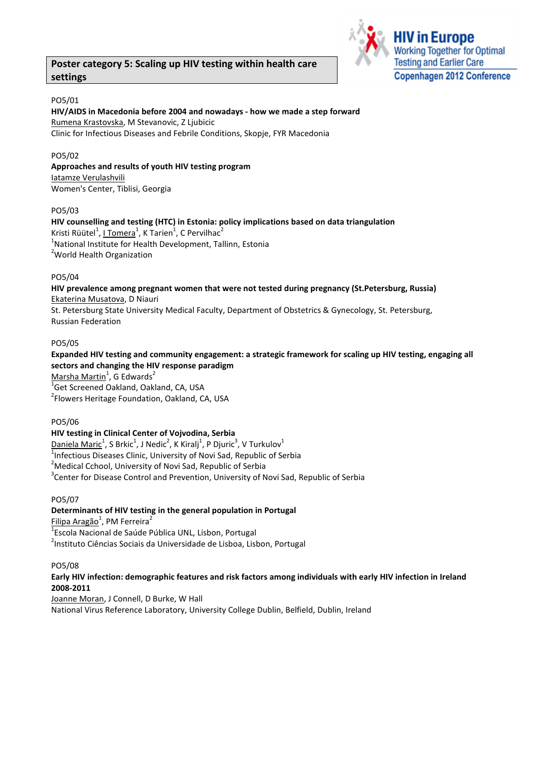## Poster category 5: Scaling up HIV testing within health care settings

PO5/01

**HIV/AIDS in Macedonia before 2004 and nowadays - how we made a step forward**

Rumena Krastovska, M Stevanovic, Z Ljubicic

Clinic for Infectious Diseases and Febrile Conditions, Skopje, FYR Macedonia

PO5/02

**Approaches and results of youth HIV testing program**

Iatamze Verulashvili

Women's Center, Tiblisi, Georgia

PO5/03

**HIV counselling and testing (HTC) in Estonia: policy implications based on data triangulation**

Kristi Rüütel[1], I Tomera[1], K Tarien[1], C Pervilhac[2]

[1]National Institute for Health Development, Tallinn, Estonia

[2]World Health Organization

PO5/04

**HIV prevalence among pregnant women that were not tested during pregnancy (St.Petersburg, Russia)**

Ekaterina Musatova, D Niauri

St. Petersburg State University Medical Faculty, Department of Obstetrics & Gynecology, St. Petersburg, Russian Federation

PO5/05

**Expanded HIV testing and community engagement: a strategic framework for scaling up HIV testing, engaging all sectors and changing the HIV response paradigm**

Marsha Martin[1], G Edwards[2]

[1]Get Screened Oakland, Oakland, CA, USA

[2]Flowers Heritage Foundation, Oakland, CA, USA

PO5/06

**HIV testing in Clinical Center of Vojvodina, Serbia**

Daniela Maric[1], S Brkic[1], J Nedic[2], K Kiralj[1], P Djuric[3], V Turkulov[1]

[1]Infectious Diseases Clinic, University of Novi Sad, Republic of Serbia

[2]Medical Cchool, University of Novi Sad, Republic of Serbia

[3]Center for Disease Control and Prevention, University of Novi Sad, Republic of Serbia

PO5/07

**Determinants of HIV testing in the general population in Portugal**

Filipa Aragão[1], PM Ferreira[2]

[1]Escola Nacional de Saúde Pública UNL, Lisbon, Portugal

[2]Instituto Ciências Sociais da Universidade de Lisboa, Lisbon, Portugal

PO5/08

**Early HIV infection: demographic features and risk factors among individuals with early HIV infection in Ireland 2008-2011**

Joanne Moran, J Connell, D Burke, W Hall

National Virus Reference Laboratory, University College Dublin, Belfield, Dublin, Ireland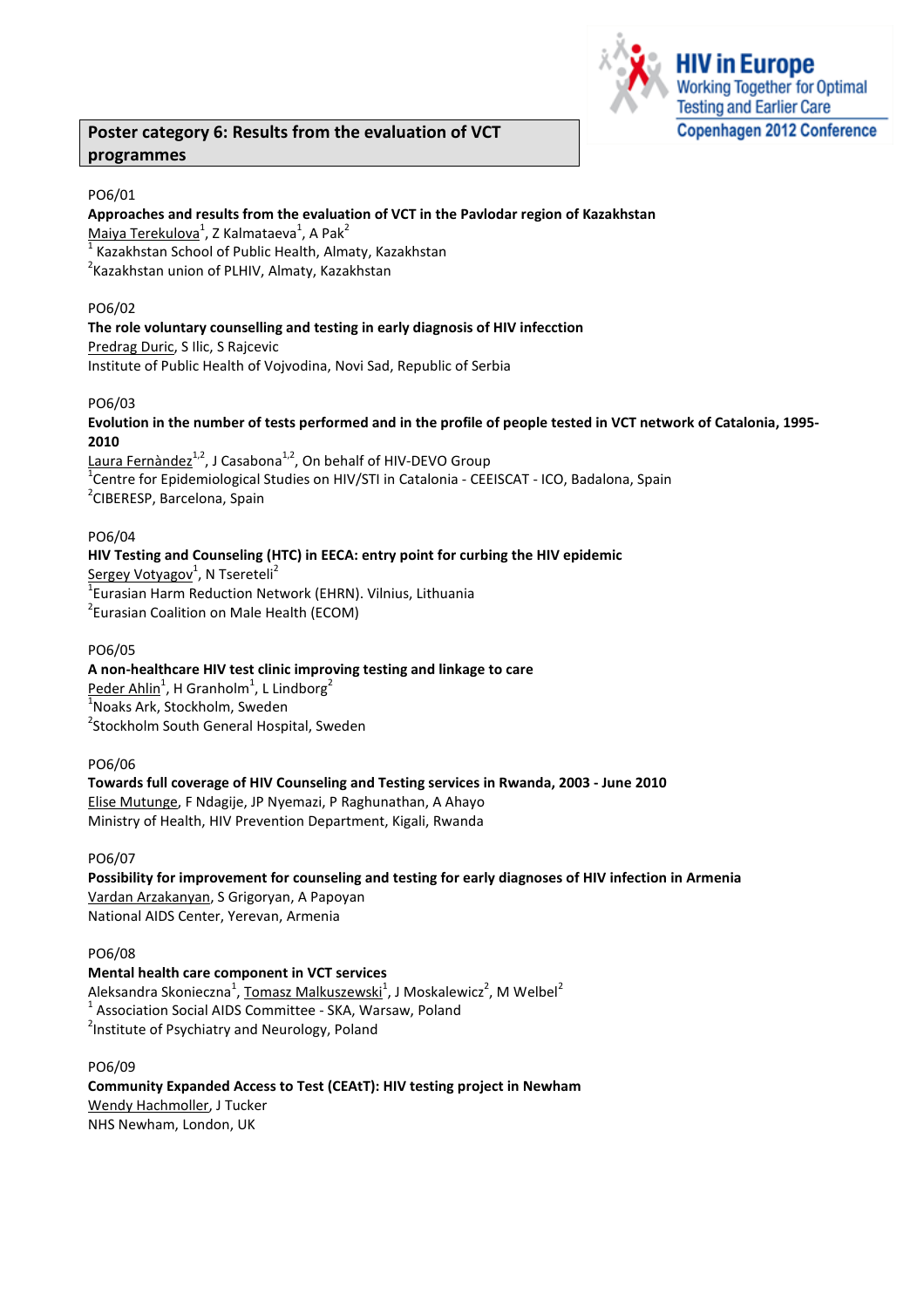## Poster category 6: Results from the evaluation of VCT programmes

PO6/01

**Approaches and results from the evaluation of VCT in the Pavlodar region of Kazakhstan**

Maiya Terekulova[1], Z Kalmataeva[1], A Pak[2]

[1] Kazakhstan School of Public Health, Almaty, Kazakhstan

[2]Kazakhstan union of PLHIV, Almaty, Kazakhstan

PO6/02

**The role voluntary counselling and testing in early diagnosis of HIV infecction**

Predrag Duric, S Ilic, S Rajcevic

Institute of Public Health of Vojvodina, Novi Sad, Republic of Serbia

PO6/03

**Evolution in the number of tests performed and in the profile of people tested in VCT network of Catalonia, 1995-2010**

Laura Fernàndez[1,2], J Casabona[1,2], On behalf of HIV-DEVO Group

[1]Centre for Epidemiological Studies on HIV/STI in Catalonia - CEEISCAT - ICO, Badalona, Spain

[2]CIBERESP, Barcelona, Spain

PO6/04

**HIV Testing and Counseling (HTC) in EECA: entry point for curbing the HIV epidemic**

Sergey Votyagov[1], N Tsereteli[2]

[1]Eurasian Harm Reduction Network (EHRN). Vilnius, Lithuania

[2]Eurasian Coalition on Male Health (ECOM)

PO6/05

**A non-healthcare HIV test clinic improving testing and linkage to care**

Peder Ahlin[1], H Granholm[1], L Lindborg[2]

[1]Noaks Ark, Stockholm, Sweden

[2]Stockholm South General Hospital, Sweden

PO6/06

**Towards full coverage of HIV Counseling and Testing services in Rwanda, 2003 - June 2010**

Elise Mutunge, F Ndagije, JP Nyemazi, P Raghunathan, A Ahayo

Ministry of Health, HIV Prevention Department, Kigali, Rwanda

PO6/07

**Possibility for improvement for counseling and testing for early diagnoses of HIV infection in Armenia**

Vardan Arzakanyan, S Grigoryan, A Papoyan

National AIDS Center, Yerevan, Armenia

PO6/08

**Mental health care component in VCT services**

Aleksandra Skonieczna[1], Tomasz Malkuszewski[1], J Moskalewicz[2], M Welbel[2]

[1] Association Social AIDS Committee - SKA, Warsaw, Poland

[2]Institute of Psychiatry and Neurology, Poland

PO6/09

**Community Expanded Access to Test (CEAtT): HIV testing project in Newham**

Wendy Hachmoller, J Tucker

NHS Newham, London, UK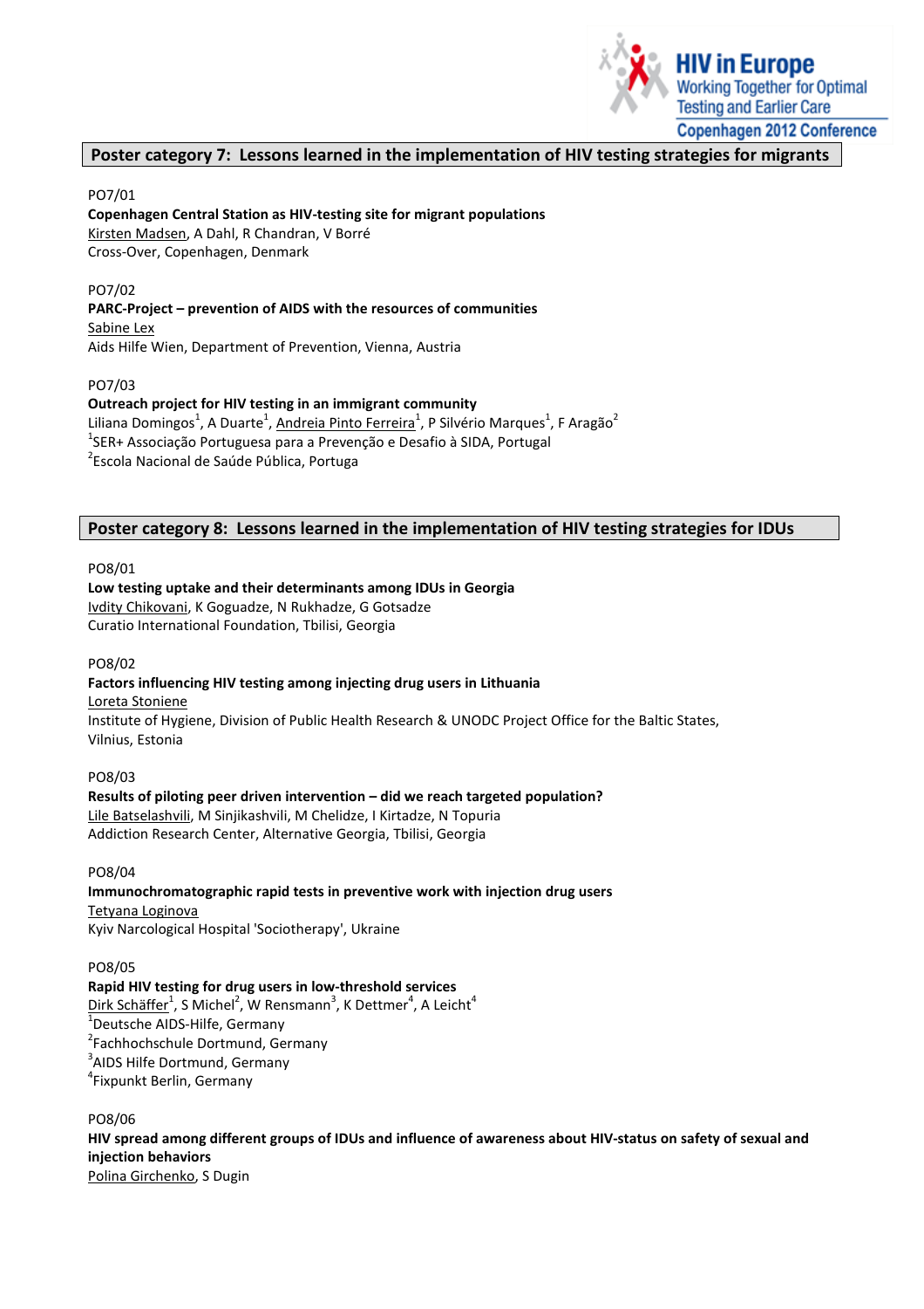## Poster category 7: Lessons learned in the implementation of HIV testing strategies for migrants

PO7/01

**Copenhagen Central Station as HIV-testing site for migrant populations**

Kirsten Madsen, A Dahl, R Chandran, V Borré

Cross-Over, Copenhagen, Denmark

PO7/02

**PARC-Project – prevention of AIDS with the resources of communities**

Sabine Lex

Aids Hilfe Wien, Department of Prevention, Vienna, Austria

PO7/03

**Outreach project for HIV testing in an immigrant community**

Liliana Domingos[1], A Duarte[1], Andreia Pinto Ferreira[1], P Silvério Marques[1], F Aragão[2]

[1]SER+ Associação Portuguesa para a Prevenção e Desafio à SIDA, Portugal

[2]Escola Nacional de Saúde Pública, Portuga

## Poster category 8: Lessons learned in the implementation of HIV testing strategies for IDUs

PO8/01

**Low testing uptake and their determinants among IDUs in Georgia**

Ivdity Chikovani, K Goguadze, N Rukhadze, G Gotsadze

Curatio International Foundation, Tbilisi, Georgia

PO8/02

**Factors influencing HIV testing among injecting drug users in Lithuania**

Loreta Stoniene

Institute of Hygiene, Division of Public Health Research & UNODC Project Office for the Baltic States, Vilnius, Estonia

PO8/03

**Results of piloting peer driven intervention – did we reach targeted population?**

Lile Batselashvili, M Sinjikashvili, M Chelidze, I Kirtadze, N Topuria

Addiction Research Center, Alternative Georgia, Tbilisi, Georgia

PO8/04

**Immunochromatographic rapid tests in preventive work with injection drug users**

Tetyana Loginova

Kyiv Narcological Hospital 'Sociotherapy', Ukraine

PO8/05

**Rapid HIV testing for drug users in low-threshold services**

Dirk Schäffer[1], S Michel[2], W Rensmann[3], K Dettmer[4], A Leicht[4]

[1]Deutsche AIDS-Hilfe, Germany

[2]Fachhochschule Dortmund, Germany

[3]AIDS Hilfe Dortmund, Germany

[4]Fixpunkt Berlin, Germany

PO8/06

**HIV spread among different groups of IDUs and influence of awareness about HIV-status on safety of sexual and injection behaviors**

Polina Girchenko, S Dugin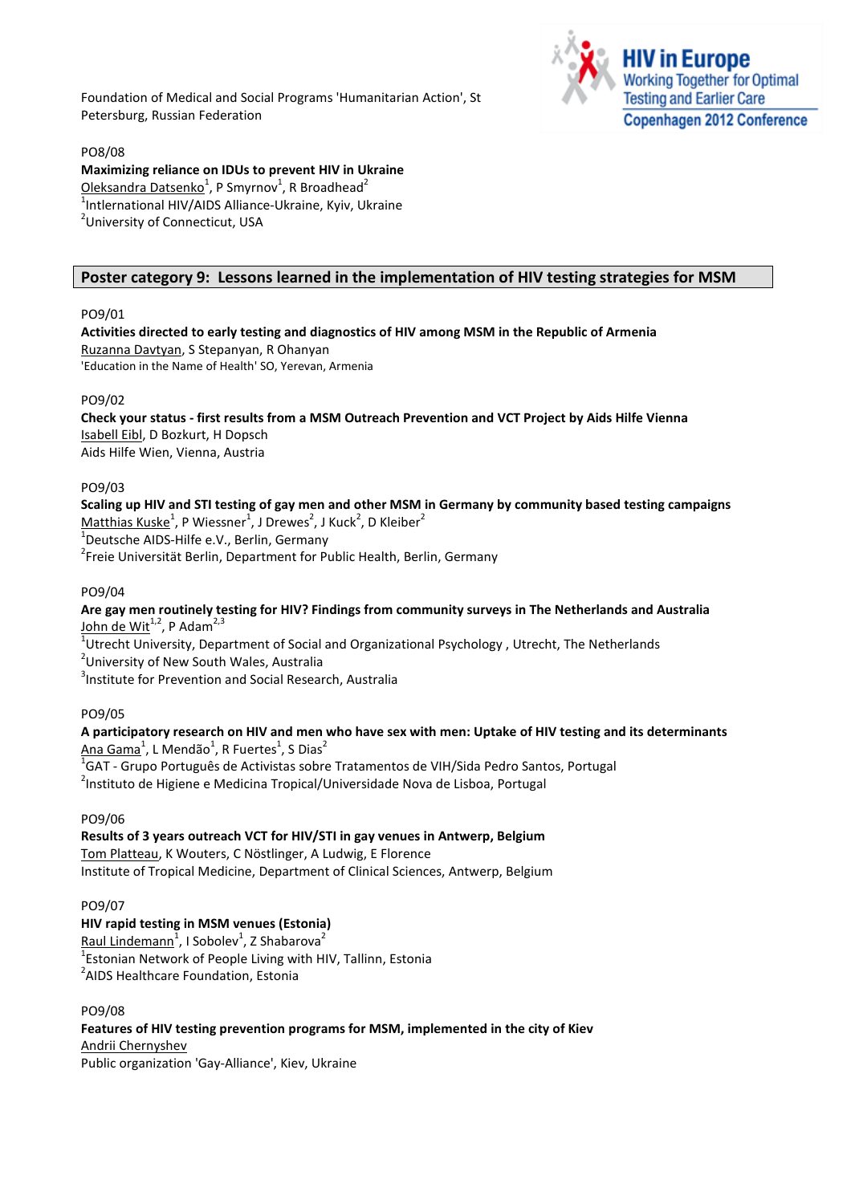Foundation of Medical and Social Programs 'Humanitarian Action', St Petersburg, Russian Federation

PO8/08

**Maximizing reliance on IDUs to prevent HIV in Ukraine**

Oleksandra Datsenko[1], P Smyrnov[1], R Broadhead[2]

[1]Intlernational HIV/AIDS Alliance-Ukraine, Kyiv, Ukraine

[2]University of Connecticut, USA

## Poster category 9: Lessons learned in the implementation of HIV testing strategies for MSM

PO9/01

**Activities directed to early testing and diagnostics of HIV among MSM in the Republic of Armenia**

Ruzanna Davtyan, S Stepanyan, R Ohanyan

'Education in the Name of Health' SO, Yerevan, Armenia

PO9/02

**Check your status - first results from a MSM Outreach Prevention and VCT Project by Aids Hilfe Vienna**

Isabell Eibl, D Bozkurt, H Dopsch

Aids Hilfe Wien, Vienna, Austria

PO9/03

**Scaling up HIV and STI testing of gay men and other MSM in Germany by community based testing campaigns**

Matthias Kuske[1], P Wiessner[1], J Drewes[2], J Kuck[2], D Kleiber[2]

[1]Deutsche AIDS-Hilfe e.V., Berlin, Germany

[2]Freie Universität Berlin, Department for Public Health, Berlin, Germany

PO9/04

**Are gay men routinely testing for HIV? Findings from community surveys in The Netherlands and Australia**

John de Wit[1,2], P Adam[2,3]

[1]Utrecht University, Department of Social and Organizational Psychology , Utrecht, The Netherlands

[2]University of New South Wales, Australia

[3]Institute for Prevention and Social Research, Australia

PO9/05

**A participatory research on HIV and men who have sex with men: Uptake of HIV testing and its determinants**

Ana Gama[1], L Mendão[1], R Fuertes[1], S Dias[2]

[1]GAT - Grupo Português de Activistas sobre Tratamentos de VIH/Sida Pedro Santos, Portugal

[2]Instituto de Higiene e Medicina Tropical/Universidade Nova de Lisboa, Portugal

PO9/06

**Results of 3 years outreach VCT for HIV/STI in gay venues in Antwerp, Belgium**

Tom Platteau, K Wouters, C Nöstlinger, A Ludwig, E Florence

Institute of Tropical Medicine, Department of Clinical Sciences, Antwerp, Belgium

PO9/07

**HIV rapid testing in MSM venues (Estonia)**

Raul Lindemann[1], I Sobolev[1], Z Shabarova[2]

[1]Estonian Network of People Living with HIV, Tallinn, Estonia

[2]AIDS Healthcare Foundation, Estonia

PO9/08

**Features of HIV testing prevention programs for MSM, implemented in the city of Kiev**

Andrii Chernyshev

Public organization 'Gay-Alliance', Kiev, Ukraine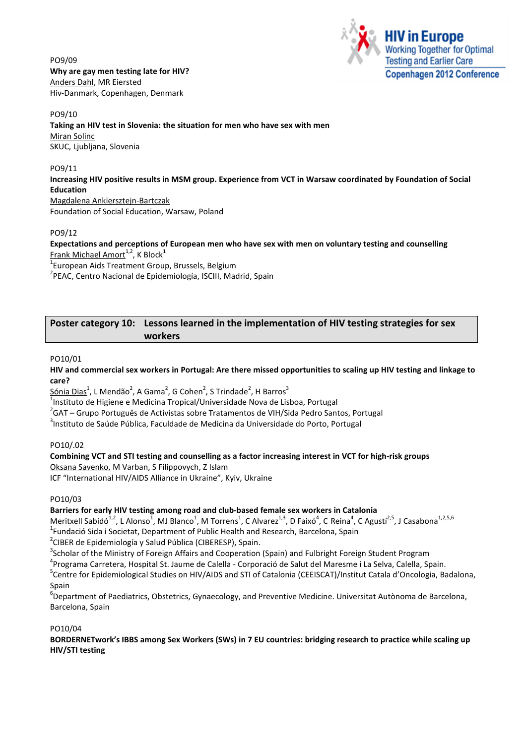PO9/09

**Why are gay men testing late for HIV?**

Anders Dahl, MR Eiersted

Hiv-Danmark, Copenhagen, Denmark

PO9/10

**Taking an HIV test in Slovenia: the situation for men who have sex with men**

Miran Solinc

SKUC, Ljubljana, Slovenia

PO9/11

**Increasing HIV positive results in MSM group. Experience from VCT in Warsaw coordinated by Foundation of Social Education**

Magdalena Ankiersztejn-Bartczak

Foundation of Social Education, Warsaw, Poland

PO9/12

**Expectations and perceptions of European men who have sex with men on voluntary testing and counselling**

Frank Michael Amort[1,2], K Block[1]

[1]European Aids Treatment Group, Brussels, Belgium

[2]PEAC, Centro Nacional de Epidemiología, ISCIII, Madrid, Spain

## Poster category 10: Lessons learned in the implementation of HIV testing strategies for sex workers

PO10/01

**HIV and commercial sex workers in Portugal: Are there missed opportunities to scaling up HIV testing and linkage to care?**

Sónia Dias[1], L Mendão[2], A Gama[2], G Cohen[2], S Trindade[2], H Barros[3]

[1]Instituto de Higiene e Medicina Tropical/Universidade Nova de Lisboa, Portugal

[2]GAT – Grupo Português de Activistas sobre Tratamentos de VIH/Sida Pedro Santos, Portugal

[3]Instituto de Saúde Pública, Faculdade de Medicina da Universidade do Porto, Portugal

PO10/.02

**Combining VCT and STI testing and counselling as a factor increasing interest in VCT for high-risk groups**

Oksana Savenko, M Varban, S Filippovych, Z Islam

ICF "International HIV/AIDS Alliance in Ukraine", Kyiv, Ukraine

PO10/03

**Barriers for early HIV testing among road and club-based female sex workers in Catalonia**

Meritxell Sabidó[1,2], L Alonso[1], MJ Blanco[1], M Torrens[1], C Alvarez[1,3], D Faixó[4], C Reina[4], C Agustí[2,5], J Casabona[1,2,5,6]

[1]Fundació Sida i Societat, Department of Public Health and Research, Barcelona, Spain

[2]CIBER de Epidemiología y Salud Pública (CIBERESP), Spain.

[3]Scholar of the Ministry of Foreign Affairs and Cooperation (Spain) and Fulbright Foreign Student Program

[4]Programa Carretera, Hospital St. Jaume de Calella - Corporació de Salut del Maresme i La Selva, Calella, Spain.

[5]Centre for Epidemiological Studies on HIV/AIDS and STI of Catalonia (CEEISCAT)/Institut Catala d'Oncologia, Badalona, Spain

[6]Department of Paediatrics, Obstetrics, Gynaecology, and Preventive Medicine. Universitat Autònoma de Barcelona, Barcelona, Spain

PO10/04

**BORDERNETwork's IBBS among Sex Workers (SWs) in 7 EU countries: bridging research to practice while scaling up HIV/STI testing**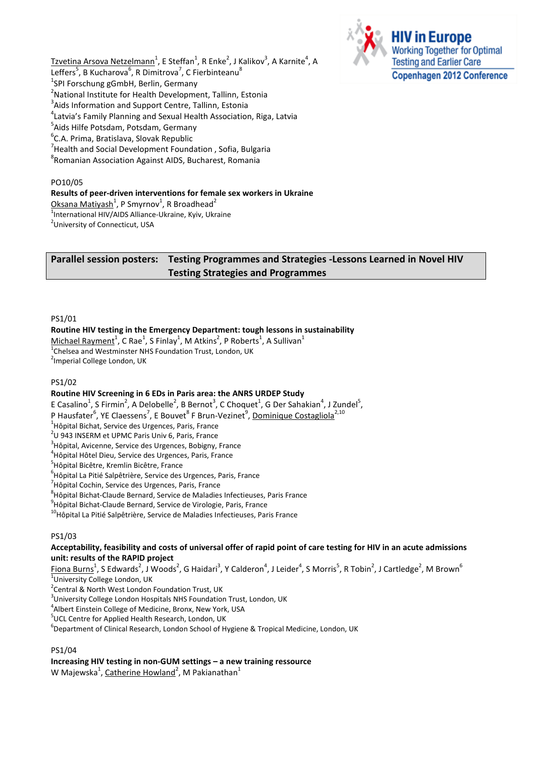Tzvetina Arsova Netzelmann[1], E Steffan[1], R Enke[2], J Kalikov[3], A Karnite[4], A Leffers[5], B Kucharova[6], R Dimitrova[7], C Fierbinteanu[8]
[1]SPI Forschung gGmbH, Berlin, Germany
[2]National Institute for Health Development, Tallinn, Estonia
[3]Aids Information and Support Centre, Tallinn, Estonia
[4]Latvia's Family Planning and Sexual Health Association, Riga, Latvia
[5]Aids Hilfe Potsdam, Potsdam, Germany
[6]C.A. Prima, Bratislava, Slovak Republic
[7]Health and Social Development Foundation , Sofia, Bulgaria
[8]Romanian Association Against AIDS, Bucharest, Romania

PO10/05
**Results of peer-driven interventions for female sex workers in Ukraine**
Oksana Matiyash[1], P Smyrnov[1], R Broadhead[2]
[1]International HIV/AIDS Alliance-Ukraine, Kyiv, Ukraine
[2]University of Connecticut, USA

## Parallel session posters: Testing Programmes and Strategies -Lessons Learned in Novel HIV Testing Strategies and Programmes

PS1/01
**Routine HIV testing in the Emergency Department: tough lessons in sustainability**
Michael Rayment[1], C Rae[1], S Finlay[1], M Atkins[2], P Roberts[1], A Sullivan[1]
[1]Chelsea and Westminster NHS Foundation Trust, London, UK
[2]Imperial College London, UK

PS1/02
**Routine HIV Screening in 6 EDs in Paris area: the ANRS URDEP Study**
E Casalino[1], S Firmin[2], A Delobelle[2], B Bernot[3], C Choquet[1], G Der Sahakian[4], J Zundel[5], P Hausfater[6], YE Claessens[7], E Bouvet[8] F Brun-Vezinet[9], Dominique Costagliola[2,10]
[1]Hôpital Bichat, Service des Urgences, Paris, France
[2]U 943 INSERM et UPMC Paris Univ 6, Paris, France
[3]Hôpital, Avicenne, Service des Urgences, Bobigny, France
[4]Hôpital Hôtel Dieu, Service des Urgences, Paris, France
[5]Hôpital Bicêtre, Kremlin Bicêtre, France
[6]Hôpital La Pitié Salpêtrière, Service des Urgences, Paris, France
[7]Hôpital Cochin, Service des Urgences, Paris, France
[8]Hôpital Bichat-Claude Bernard, Service de Maladies Infectieuses, Paris France
[9]Hôpital Bichat-Claude Bernard, Service de Virologie, Paris, France
[10]Hôpital La Pitié Salpêtrière, Service de Maladies Infectieuses, Paris France

PS1/03
**Acceptability, feasibility and costs of universal offer of rapid point of care testing for HIV in an acute admissions unit: results of the RAPID project**
Fiona Burns[1], S Edwards[2], J Woods[2], G Haidari[3], Y Calderon[4], J Leider[4], S Morris[5], R Tobin[2], J Cartledge[2], M Brown[6]
[1]University College London, UK
[2]Central & North West London Foundation Trust, UK
[3]University College London Hospitals NHS Foundation Trust, London, UK
[4]Albert Einstein College of Medicine, Bronx, New York, USA
[5]UCL Centre for Applied Health Research, London, UK
[6]Department of Clinical Research, London School of Hygiene & Tropical Medicine, London, UK

PS1/04
**Increasing HIV testing in non-GUM settings – a new training ressource**
W Majewska[1], Catherine Howland[2], M Pakianathan[1]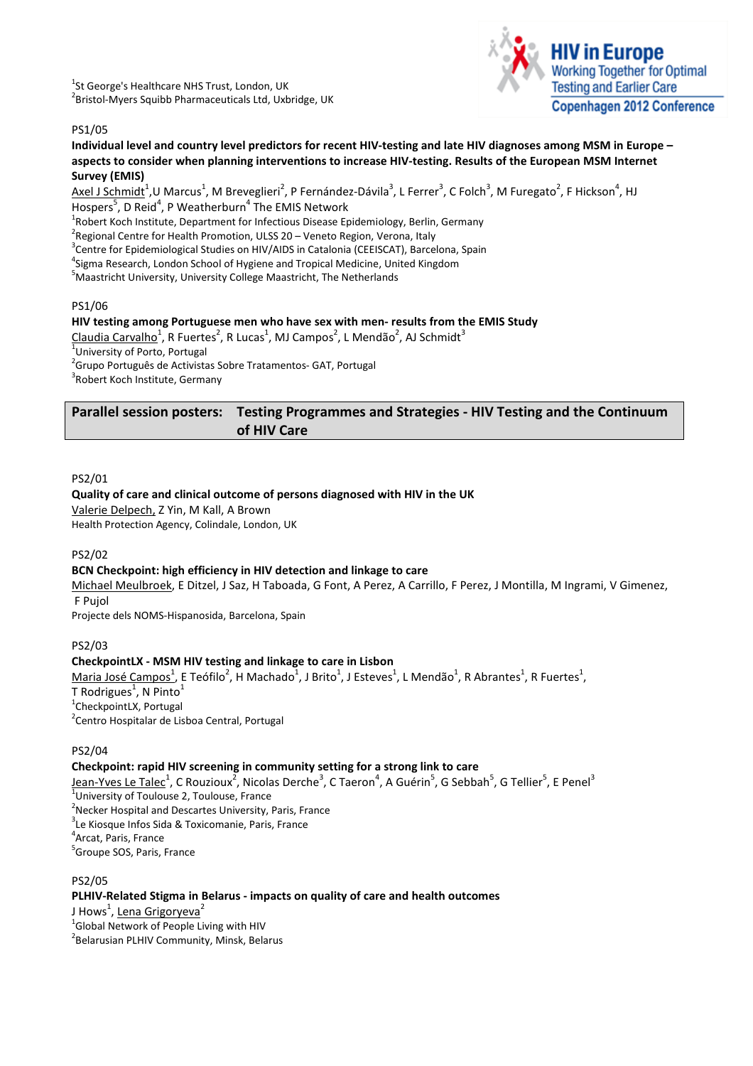[1]St George's Healthcare NHS Trust, London, UK
[2]Bristol-Myers Squibb Pharmaceuticals Ltd, Uxbridge, UK

PS1/05

**Individual level and country level predictors for recent HIV-testing and late HIV diagnoses among MSM in Europe – aspects to consider when planning interventions to increase HIV-testing. Results of the European MSM Internet Survey (EMIS)**

Axel J Schmidt[1], U Marcus[1], M Breveglieri[2], P Fernández-Dávila[3], L Ferrer[3], C Folch[3], M Furegato[2], F Hickson[4], HJ Hospers[5], D Reid[4], P Weatherburn[4] The EMIS Network

[1]Robert Koch Institute, Department for Infectious Disease Epidemiology, Berlin, Germany
[2]Regional Centre for Health Promotion, ULSS 20 – Veneto Region, Verona, Italy
[3]Centre for Epidemiological Studies on HIV/AIDS in Catalonia (CEEISCAT), Barcelona, Spain
[4]Sigma Research, London School of Hygiene and Tropical Medicine, United Kingdom
[5]Maastricht University, University College Maastricht, The Netherlands

PS1/06

**HIV testing among Portuguese men who have sex with men- results from the EMIS Study**

Claudia Carvalho[1], R Fuertes[2], R Lucas[1], MJ Campos[2], L Mendão[2], AJ Schmidt[3]

[1]University of Porto, Portugal
[2]Grupo Português de Activistas Sobre Tratamentos- GAT, Portugal
[3]Robert Koch Institute, Germany

## Parallel session posters: Testing Programmes and Strategies - HIV Testing and the Continuum of HIV Care

PS2/01

**Quality of care and clinical outcome of persons diagnosed with HIV in the UK**

Valerie Delpech, Z Yin, M Kall, A Brown

Health Protection Agency, Colindale, London, UK

PS2/02

**BCN Checkpoint: high efficiency in HIV detection and linkage to care**

Michael Meulbroek, E Ditzel, J Saz, H Taboada, G Font, A Perez, A Carrillo, F Perez, J Montilla, M Ingrami, V Gimenez, F Pujol

Projecte dels NOMS-Hispanosida, Barcelona, Spain

PS2/03

**CheckpointLX - MSM HIV testing and linkage to care in Lisbon**

Maria José Campos[1], E Teófilo[2], H Machado[1], J Brito[1], J Esteves[1], L Mendão[1], R Abrantes[1], R Fuertes[1], T Rodrigues[1], N Pinto[1]

[1]CheckpointLX, Portugal
[2]Centro Hospitalar de Lisboa Central, Portugal

PS2/04

**Checkpoint: rapid HIV screening in community setting for a strong link to care**

Jean-Yves Le Talec[1], C Rouzioux[2], Nicolas Derche[3], C Taeron[4], A Guérin[5], G Sebbah[5], G Tellier[5], E Penel[3]

[1]University of Toulouse 2, Toulouse, France
[2]Necker Hospital and Descartes University, Paris, France
[3]Le Kiosque Infos Sida & Toxicomanie, Paris, France
[4]Arcat, Paris, France
[5]Groupe SOS, Paris, France

PS2/05

**PLHIV-Related Stigma in Belarus - impacts on quality of care and health outcomes**

J Hows[1], Lena Grigoryeva[2]

[1]Global Network of People Living with HIV
[2]Belarusian PLHIV Community, Minsk, Belarus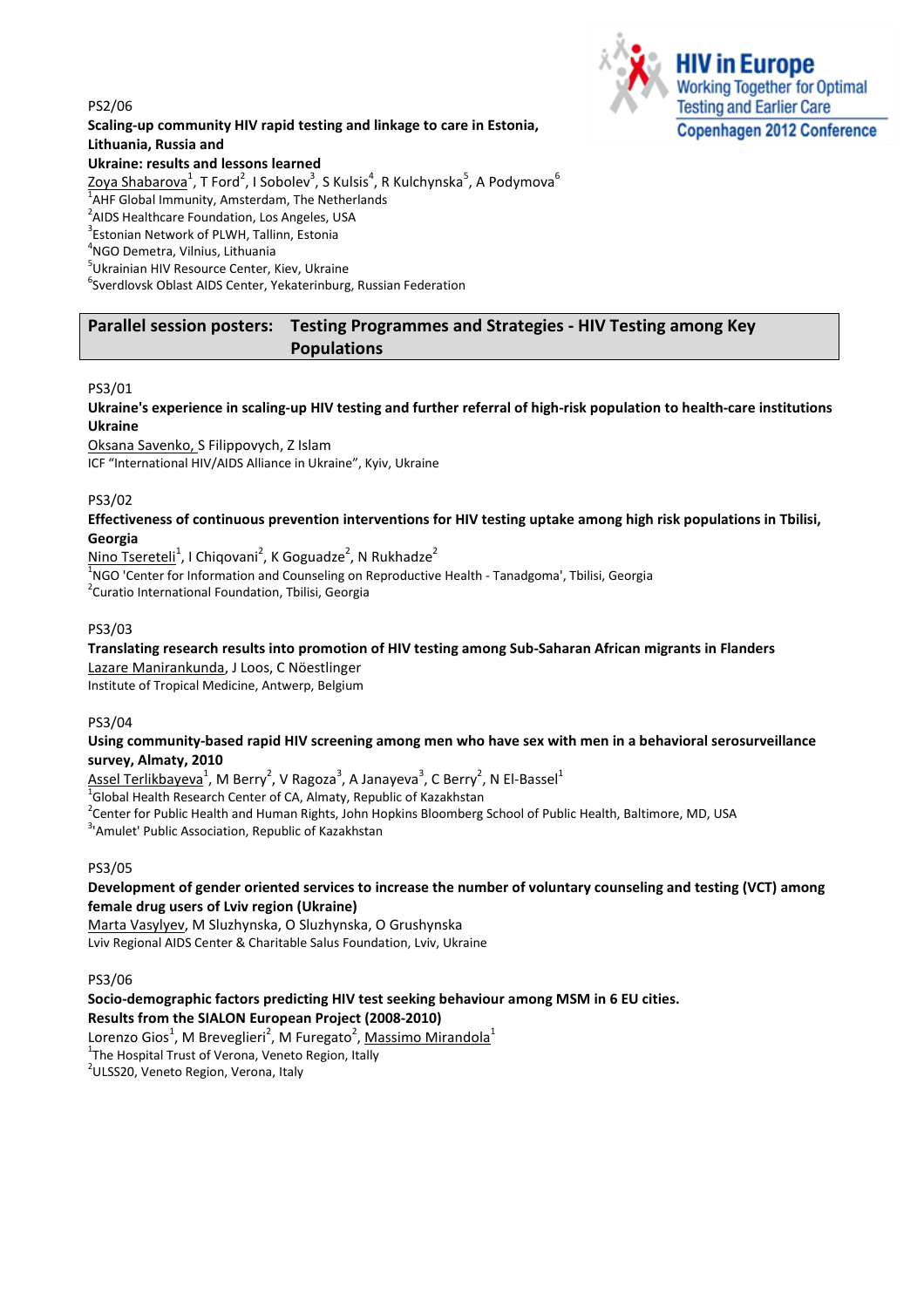PS2/06

**Scaling-up community HIV rapid testing and linkage to care in Estonia, Lithuania, Russia and Ukraine: results and lessons learned**

Zoya Shabarova[1], T Ford[2], I Sobolev[3], S Kulsis[4], R Kulchynska[5], A Podymova[6]

[1]AHF Global Immunity, Amsterdam, The Netherlands
[2]AIDS Healthcare Foundation, Los Angeles, USA
[3]Estonian Network of PLWH, Tallinn, Estonia
[4]NGO Demetra, Vilnius, Lithuania
[5]Ukrainian HIV Resource Center, Kiev, Ukraine
[6]Sverdlovsk Oblast AIDS Center, Yekaterinburg, Russian Federation

## Parallel session posters: Testing Programmes and Strategies - HIV Testing among Key Populations

PS3/01

**Ukraine's experience in scaling-up HIV testing and further referral of high-risk population to health-care institutions Ukraine**

Oksana Savenko, S Filippovych, Z Islam

ICF "International HIV/AIDS Alliance in Ukraine", Kyiv, Ukraine

PS3/02

**Effectiveness of continuous prevention interventions for HIV testing uptake among high risk populations in Tbilisi, Georgia**

Nino Tsereteli[1], I Chiqovani[2], K Goguadze[2], N Rukhadze[2]

[1]NGO 'Center for Information and Counseling on Reproductive Health - Tanadgoma', Tbilisi, Georgia
[2]Curatio International Foundation, Tbilisi, Georgia

PS3/03

**Translating research results into promotion of HIV testing among Sub-Saharan African migrants in Flanders**

Lazare Manirankunda, J Loos, C Nöestlinger

Institute of Tropical Medicine, Antwerp, Belgium

PS3/04

**Using community-based rapid HIV screening among men who have sex with men in a behavioral serosurveillance survey, Almaty, 2010**

Assel Terlikbayeva[1], M Berry[2], V Ragoza[3], A Janayeva[3], C Berry[2], N El-Bassel[1]

[1]Global Health Research Center of CA, Almaty, Republic of Kazakhstan
[2]Center for Public Health and Human Rights, John Hopkins Bloomberg School of Public Health, Baltimore, MD, USA
[3]'Amulet' Public Association, Republic of Kazakhstan

PS3/05

**Development of gender oriented services to increase the number of voluntary counseling and testing (VCT) among female drug users of Lviv region (Ukraine)**

Marta Vasylyev, M Sluzhynska, O Sluzhynska, O Grushynska

Lviv Regional AIDS Center & Charitable Salus Foundation, Lviv, Ukraine

PS3/06

**Socio-demographic factors predicting HIV test seeking behaviour among MSM in 6 EU cities. Results from the SIALON European Project (2008-2010)**

Lorenzo Gios[1], M Breveglieri[2], M Furegato[2], Massimo Mirandola[1]

[1]The Hospital Trust of Verona, Veneto Region, Itally
[2]ULSS20, Veneto Region, Verona, Italy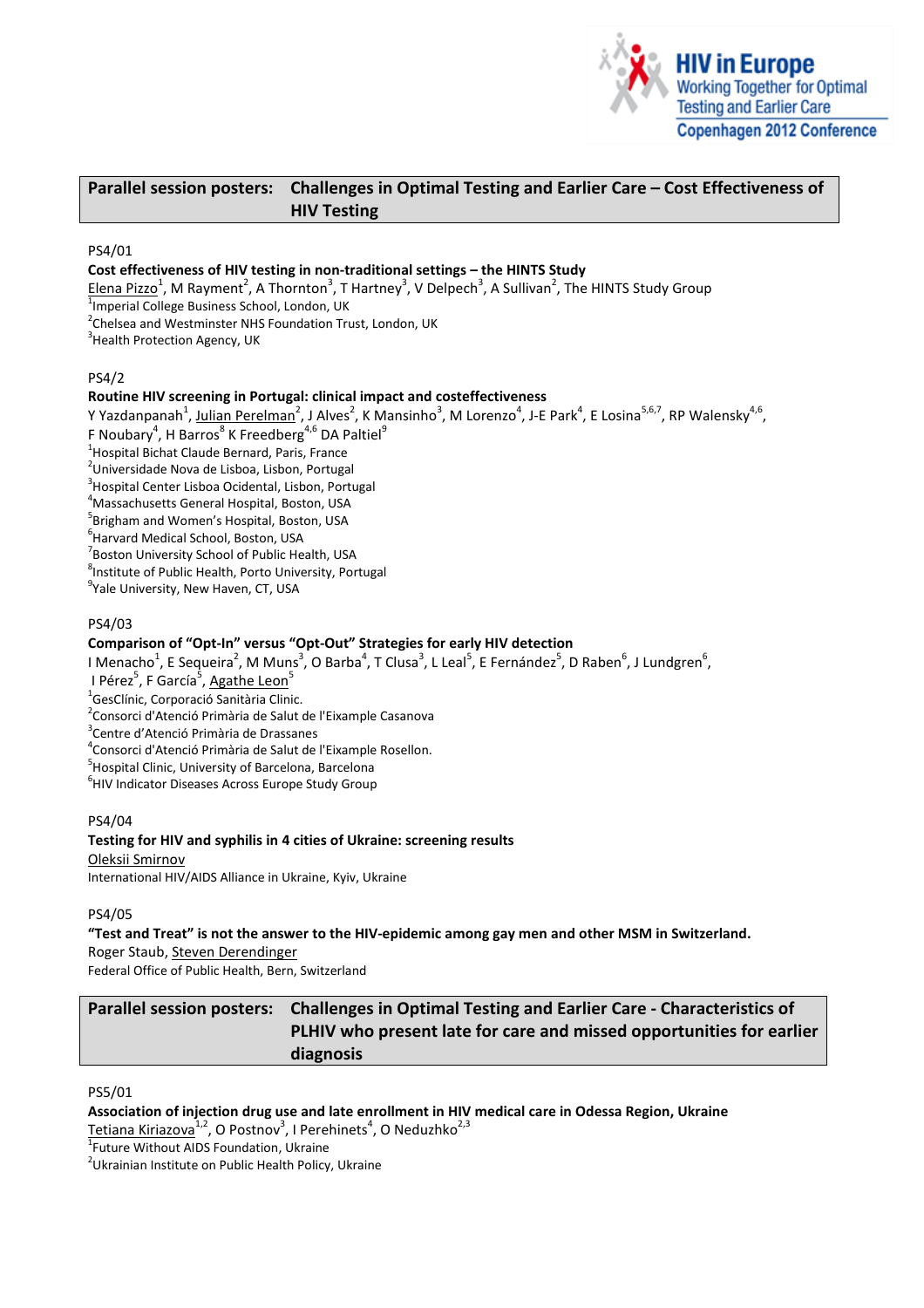## Parallel session posters: Challenges in Optimal Testing and Earlier Care – Cost Effectiveness of HIV Testing

PS4/01

**Cost effectiveness of HIV testing in non-traditional settings – the HINTS Study**

Elena Pizzo[1], M Rayment[2], A Thornton[3], T Hartney[3], V Delpech[3], A Sullivan[2], The HINTS Study Group

[1]Imperial College Business School, London, UK
[2]Chelsea and Westminster NHS Foundation Trust, London, UK
[3]Health Protection Agency, UK

PS4/2

**Routine HIV screening in Portugal: clinical impact and costeffectiveness**

Y Yazdanpanah[1], Julian Perelman[2], J Alves[2], K Mansinho[3], M Lorenzo[4], J-E Park[4], E Losina[5,6,7], RP Walensky[4,6], F Noubary[4], H Barros[8] K Freedberg[4,6] DA Paltiel[9]

[1]Hospital Bichat Claude Bernard, Paris, France
[2]Universidade Nova de Lisboa, Lisbon, Portugal
[3]Hospital Center Lisboa Ocidental, Lisbon, Portugal
[4]Massachusetts General Hospital, Boston, USA
[5]Brigham and Women's Hospital, Boston, USA
[6]Harvard Medical School, Boston, USA
[7]Boston University School of Public Health, USA
[8]Institute of Public Health, Porto University, Portugal
[9]Yale University, New Haven, CT, USA

PS4/03

**Comparison of "Opt-In" versus "Opt-Out" Strategies for early HIV detection**

I Menacho[1], E Sequeira[2], M Muns[3], O Barba[4], T Clusa[3], L Leal[5], E Fernández[5], D Raben[6], J Lundgren[6], I Pérez[5], F García[5], Agathe Leon[5]

[1]GesClínic, Corporació Sanitària Clinic.
[2]Consorci d'Atenció Primària de Salut de l'Eixample Casanova
[3]Centre d'Atenció Primària de Drassanes
[4]Consorci d'Atenció Primària de Salut de l'Eixample Rosellon.
[5]Hospital Clinic, University of Barcelona, Barcelona
[6]HIV Indicator Diseases Across Europe Study Group

PS4/04

**Testing for HIV and syphilis in 4 cities of Ukraine: screening results**

Oleksii Smirnov

International HIV/AIDS Alliance in Ukraine, Kyiv, Ukraine

PS4/05

**"Test and Treat" is not the answer to the HIV-epidemic among gay men and other MSM in Switzerland.**

Roger Staub, Steven Derendinger

Federal Office of Public Health, Bern, Switzerland

## Parallel session posters: Challenges in Optimal Testing and Earlier Care - Characteristics of PLHIV who present late for care and missed opportunities for earlier diagnosis

PS5/01

**Association of injection drug use and late enrollment in HIV medical care in Odessa Region, Ukraine**

Tetiana Kiriazova[1,2], O Postnov[3], I Perehinets[4], O Neduzhko[2,3]

[1]Future Without AIDS Foundation, Ukraine
[2]Ukrainian Institute on Public Health Policy, Ukraine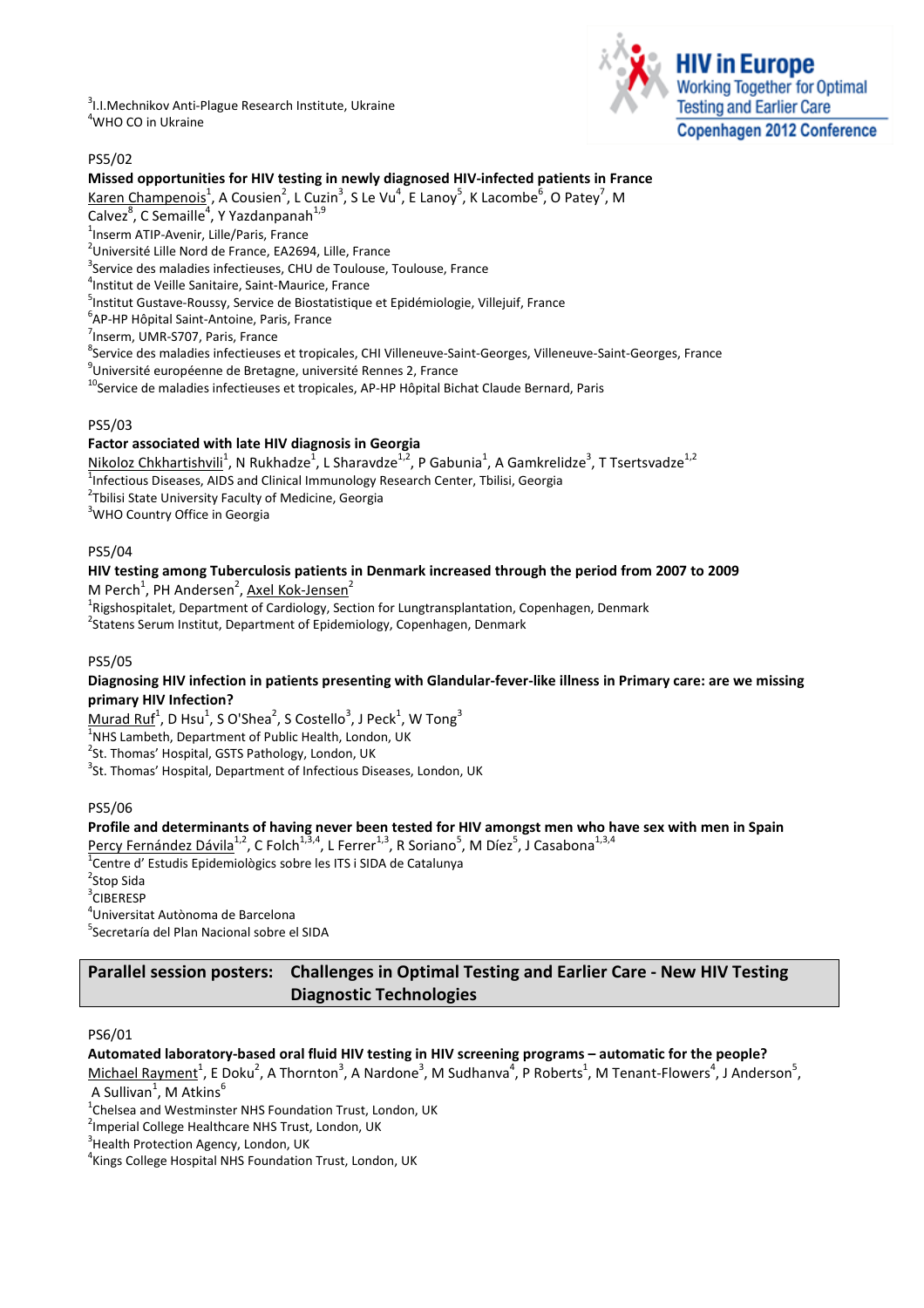[3]I.I.Mechnikov Anti-Plague Research Institute, Ukraine
[4]WHO CO in Ukraine

PS5/02

**Missed opportunities for HIV testing in newly diagnosed HIV-infected patients in France**

Karen Champenois[1], A Cousien[2], L Cuzin[3], S Le Vu[4], E Lanoy[5], K Lacombe[6], O Patey[7], M Calvez[8], C Semaille[4], Y Yazdanpanah[1,9]

[1]Inserm ATIP-Avenir, Lille/Paris, France
[2]Université Lille Nord de France, EA2694, Lille, France
[3]Service des maladies infectieuses, CHU de Toulouse, Toulouse, France
[4]Institut de Veille Sanitaire, Saint-Maurice, France
[5]Institut Gustave-Roussy, Service de Biostatistique et Epidémiologie, Villejuif, France
[6]AP-HP Hôpital Saint-Antoine, Paris, France
[7]Inserm, UMR-S707, Paris, France
[8]Service des maladies infectieuses et tropicales, CHI Villeneuve-Saint-Georges, Villeneuve-Saint-Georges, France
[9]Université européenne de Bretagne, université Rennes 2, France
[10]Service de maladies infectieuses et tropicales, AP-HP Hôpital Bichat Claude Bernard, Paris

PS5/03

**Factor associated with late HIV diagnosis in Georgia**

Nikoloz Chkhartishvili[1], N Rukhadze[1], L Sharavdze[1,2], P Gabunia[1], A Gamkrelidze[3], T Tsertsvadze[1,2]

[1]Infectious Diseases, AIDS and Clinical Immunology Research Center, Tbilisi, Georgia
[2]Tbilisi State University Faculty of Medicine, Georgia
[3]WHO Country Office in Georgia

PS5/04

**HIV testing among Tuberculosis patients in Denmark increased through the period from 2007 to 2009**

M Perch[1], PH Andersen[2], Axel Kok-Jensen[2]

[1]Rigshospitalet, Department of Cardiology, Section for Lungtransplantation, Copenhagen, Denmark
[2]Statens Serum Institut, Department of Epidemiology, Copenhagen, Denmark

PS5/05

**Diagnosing HIV infection in patients presenting with Glandular-fever-like illness in Primary care: are we missing primary HIV Infection?**

Murad Ruf[1], D Hsu[1], S O'Shea[2], S Costello[3], J Peck[1], W Tong[3]

[1]NHS Lambeth, Department of Public Health, London, UK
[2]St. Thomas' Hospital, GSTS Pathology, London, UK
[3]St. Thomas' Hospital, Department of Infectious Diseases, London, UK

PS5/06

**Profile and determinants of having never been tested for HIV amongst men who have sex with men in Spain**

Percy Fernández Dávila[1,2], C Folch[1,3,4], L Ferrer[1,3], R Soriano[5], M Díez[5], J Casabona[1,3,4]

[1]Centre d' Estudis Epidemiològics sobre les ITS i SIDA de Catalunya
[2]Stop Sida
[3]CIBERESP
[4]Universitat Autònoma de Barcelona
[5]Secretaría del Plan Nacional sobre el SIDA

## Parallel session posters: Challenges in Optimal Testing and Earlier Care - New HIV Testing Diagnostic Technologies

PS6/01

**Automated laboratory-based oral fluid HIV testing in HIV screening programs – automatic for the people?**

Michael Rayment[1], E Doku[2], A Thornton[3], A Nardone[3], M Sudhanva[4], P Roberts[1], M Tenant-Flowers[4], J Anderson[5], A Sullivan[1], M Atkins[6]

[1]Chelsea and Westminster NHS Foundation Trust, London, UK
[2]Imperial College Healthcare NHS Trust, London, UK
[3]Health Protection Agency, London, UK
[4]Kings College Hospital NHS Foundation Trust, London, UK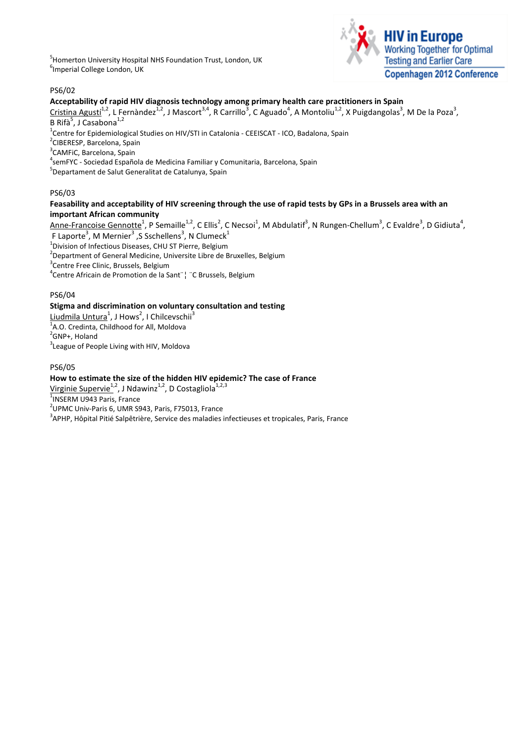[5]Homerton University Hospital NHS Foundation Trust, London, UK
[6]Imperial College London, UK

PS6/02

**Acceptability of rapid HIV diagnosis technology among primary health care practitioners in Spain**

Cristina Agustí[1,2], L Fernàndez[1,2], J Mascort[3,4], R Carrillo[3], C Aguado[4], A Montoliu[1,2], X Puigdangolas[3], M De la Poza[3], B Rifà[5], J Casabona[1,2]

[1]Centre for Epidemiological Studies on HIV/STI in Catalonia - CEEISCAT - ICO, Badalona, Spain
[2]CIBERESP, Barcelona, Spain
[3]CAMFiC, Barcelona, Spain
[4]semFYC - Sociedad Española de Medicina Familiar y Comunitaria, Barcelona, Spain
[5]Departament de Salut Generalitat de Catalunya, Spain

PS6/03

**Feasability and acceptability of HIV screening through the use of rapid tests by GPs in a Brussels area with an important African community**

Anne-Francoise Gennotte[1], P Semaille[1,2], C Ellis[2], C Necsoi[1], M Abdulatif[3], N Rungen-Chellum[3], C Evaldre[3], D Gidiuta[4], F Laporte[3], M Mernier[3] ,S Sschellens[3], N Clumeck[1]

[1]Division of Infectious Diseases, CHU ST Pierre, Belgium
[2]Department of General Medicine, Universite Libre de Bruxelles, Belgium
[3]Centre Free Clinic, Brussels, Belgium
[4]Centre Africain de Promotion de la Sant¨¦ ¨C Brussels, Belgium

PS6/04

**Stigma and discrimination on voluntary consultation and testing**

Liudmila Untura[1], J Hows[2], I Chilcevschii[3]

[1]A.O. Credinta, Childhood for All, Moldova
[2]GNP+, Holand
[3]League of People Living with HIV, Moldova

PS6/05

**How to estimate the size of the hidden HIV epidemic? The case of France**

Virginie Supervie[1,2], J Ndawinz[1,2], D Costagliola[1,2,3]

[1]INSERM U943 Paris, France
[2]UPMC Univ-Paris 6, UMR S943, Paris, F75013, France
[3]APHP, Hôpital Pitié Salpêtrière, Service des maladies infectieuses et tropicales, Paris, France